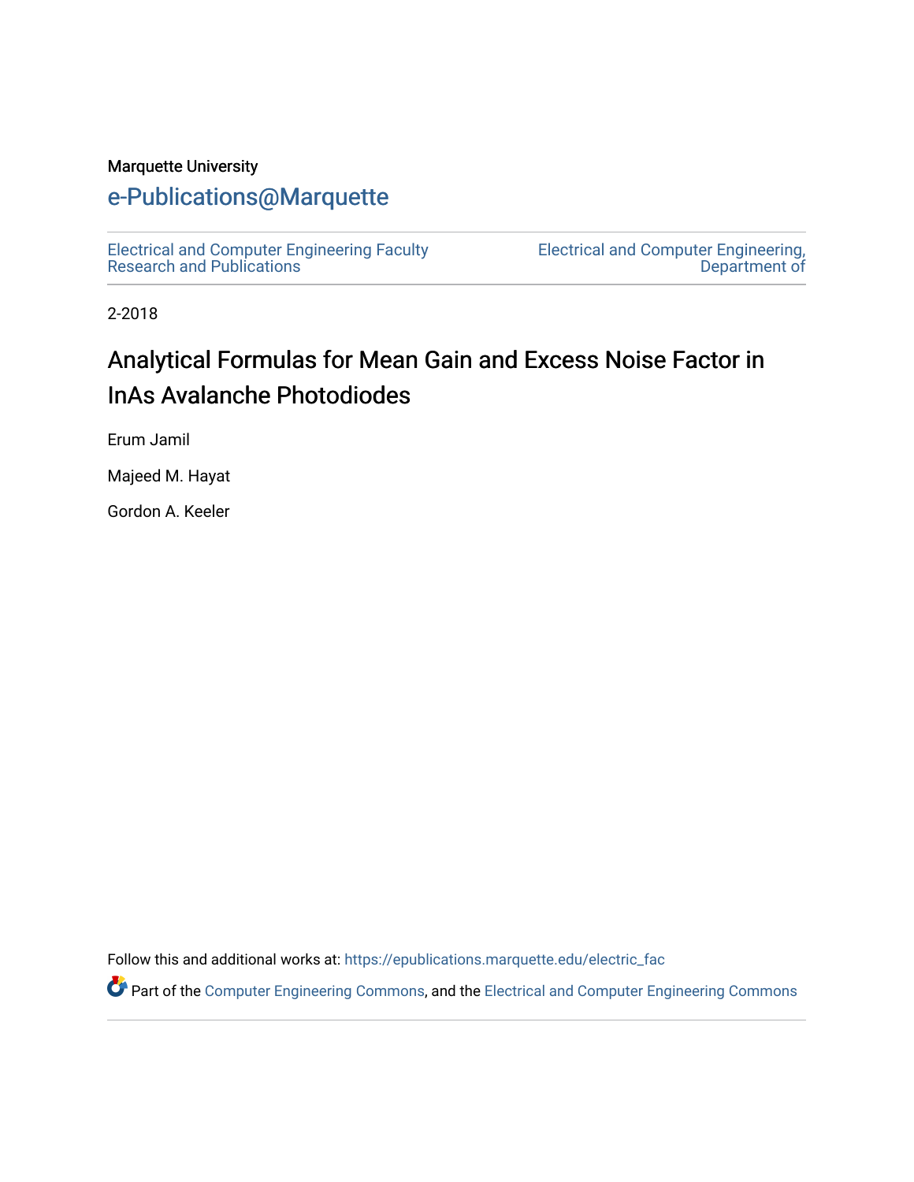Marquette University

# e-Publications@Marquette

Electrical and Computer Engineering Faculty Research and Publications

Electrical and Computer Engineering, Department of

2-2018

# Analytical Formulas for Mean Gain and Excess Noise Factor in InAs Avalanche Photodiodes

Erum Jamil

Majeed M. Hayat

Gordon A. Keeler

Follow this and additional works at: https://epublications.marquette.edu/electric_fac

Part of the Computer Engineering Commons, and the Electrical and Computer Engineering Commons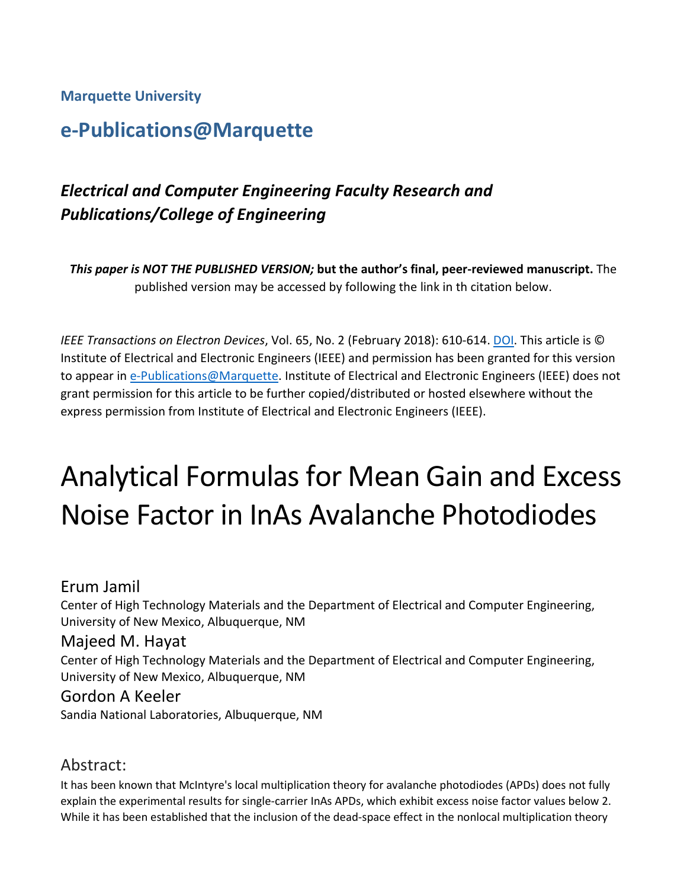**Marquette University**

## e-Publications@Marquette

### *Electrical and Computer Engineering Faculty Research and Publications/College of Engineering*

***This paper is NOT THE PUBLISHED VERSION;*** **but the author's final, peer-reviewed manuscript.** The published version may be accessed by following the link in th citation below.

*IEEE Transactions on Electron Devices*, Vol. 65, No. 2 (February 2018): 610-614. DOI. This article is © Institute of Electrical and Electronic Engineers (IEEE) and permission has been granted for this version to appear in e-Publications@Marquette. Institute of Electrical and Electronic Engineers (IEEE) does not grant permission for this article to be further copied/distributed or hosted elsewhere without the express permission from Institute of Electrical and Electronic Engineers (IEEE).

# Analytical Formulas for Mean Gain and Excess Noise Factor in InAs Avalanche Photodiodes

Erum Jamil
Center of High Technology Materials and the Department of Electrical and Computer Engineering, University of New Mexico, Albuquerque, NM

Majeed M. Hayat
Center of High Technology Materials and the Department of Electrical and Computer Engineering, University of New Mexico, Albuquerque, NM

Gordon A Keeler
Sandia National Laboratories, Albuquerque, NM

## Abstract:

It has been known that McIntyre's local multiplication theory for avalanche photodiodes (APDs) does not fully explain the experimental results for single-carrier InAs APDs, which exhibit excess noise factor values below 2. While it has been established that the inclusion of the dead-space effect in the nonlocal multiplication theory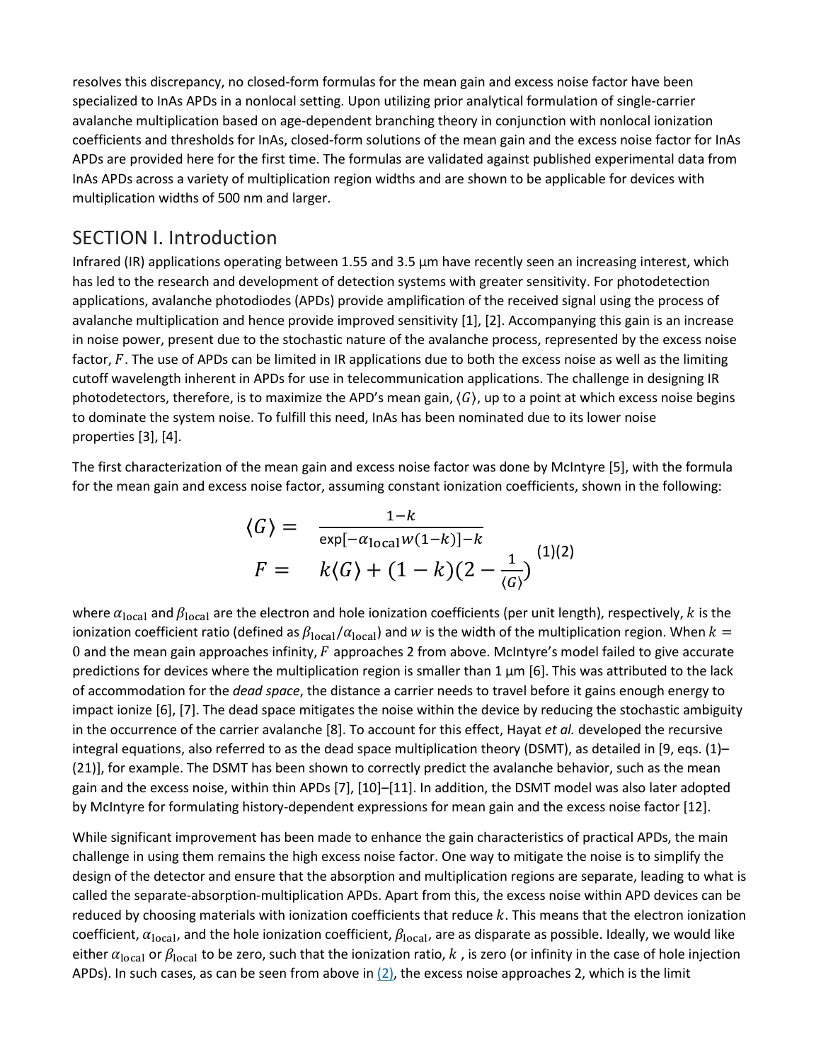resolves this discrepancy, no closed-form formulas for the mean gain and excess noise factor have been specialized to InAs APDs in a nonlocal setting. Upon utilizing prior analytical formulation of single-carrier avalanche multiplication based on age-dependent branching theory in conjunction with nonlocal ionization coefficients and thresholds for InAs, closed-form solutions of the mean gain and the excess noise factor for InAs APDs are provided here for the first time. The formulas are validated against published experimental data from InAs APDs across a variety of multiplication region widths and are shown to be applicable for devices with multiplication widths of 500 nm and larger.

## SECTION I. Introduction

Infrared (IR) applications operating between 1.55 and 3.5 µm have recently seen an increasing interest, which has led to the research and development of detection systems with greater sensitivity. For photodetection applications, avalanche photodiodes (APDs) provide amplification of the received signal using the process of avalanche multiplication and hence provide improved sensitivity [1], [2]. Accompanying this gain is an increase in noise power, present due to the stochastic nature of the avalanche process, represented by the excess noise factor, $F$. The use of APDs can be limited in IR applications due to both the excess noise as well as the limiting cutoff wavelength inherent in APDs for use in telecommunication applications. The challenge in designing IR photodetectors, therefore, is to maximize the APD's mean gain, $\langle G\rangle$, up to a point at which excess noise begins to dominate the system noise. To fulfill this need, InAs has been nominated due to its lower noise properties [3], [4].

The first characterization of the mean gain and excess noise factor was done by McIntyre [5], with the formula for the mean gain and excess noise factor, assuming constant ionization coefficients, shown in the following:

$$\begin{aligned} \langle G\rangle &= \frac{1-k}{\exp[-\alpha_{\text{local}}w(1-k)]-k} && (1)\\ F &= k\langle G\rangle + (1-k)\left(2-\frac{1}{\langle G\rangle}\right) && (2) \end{aligned}$$

where $\alpha_{\text{local}}$ and $\beta_{\text{local}}$ are the electron and hole ionization coefficients (per unit length), respectively, $k$ is the ionization coefficient ratio (defined as $\beta_{\text{local}}/\alpha_{\text{local}}$) and $w$ is the width of the multiplication region. When $k = 0$ and the mean gain approaches infinity, $F$ approaches 2 from above. McIntyre's model failed to give accurate predictions for devices where the multiplication region is smaller than 1 µm [6]. This was attributed to the lack of accommodation for the *dead space*, the distance a carrier needs to travel before it gains enough energy to impact ionize [6], [7]. The dead space mitigates the noise within the device by reducing the stochastic ambiguity in the occurrence of the carrier avalanche [8]. To account for this effect, Hayat *et al.* developed the recursive integral equations, also referred to as the dead space multiplication theory (DSMT), as detailed in [9, eqs. (1)–(21)], for example. The DSMT has been shown to correctly predict the avalanche behavior, such as the mean gain and the excess noise, within thin APDs [7], [10]–[11]. In addition, the DSMT model was also later adopted by McIntyre for formulating history-dependent expressions for mean gain and the excess noise factor [12].

While significant improvement has been made to enhance the gain characteristics of practical APDs, the main challenge in using them remains the high excess noise factor. One way to mitigate the noise is to simplify the design of the detector and ensure that the absorption and multiplication regions are separate, leading to what is called the separate-absorption-multiplication APDs. Apart from this, the excess noise within APD devices can be reduced by choosing materials with ionization coefficients that reduce $k$. This means that the electron ionization coefficient, $\alpha_{\text{local}}$, and the hole ionization coefficient, $\beta_{\text{local}}$, are as disparate as possible. Ideally, we would like either $\alpha_{\text{local}}$ or $\beta_{\text{local}}$ to be zero, such that the ionization ratio, $k$ , is zero (or infinity in the case of hole injection APDs). In such cases, as can be seen from above in (2), the excess noise approaches 2, which is the limit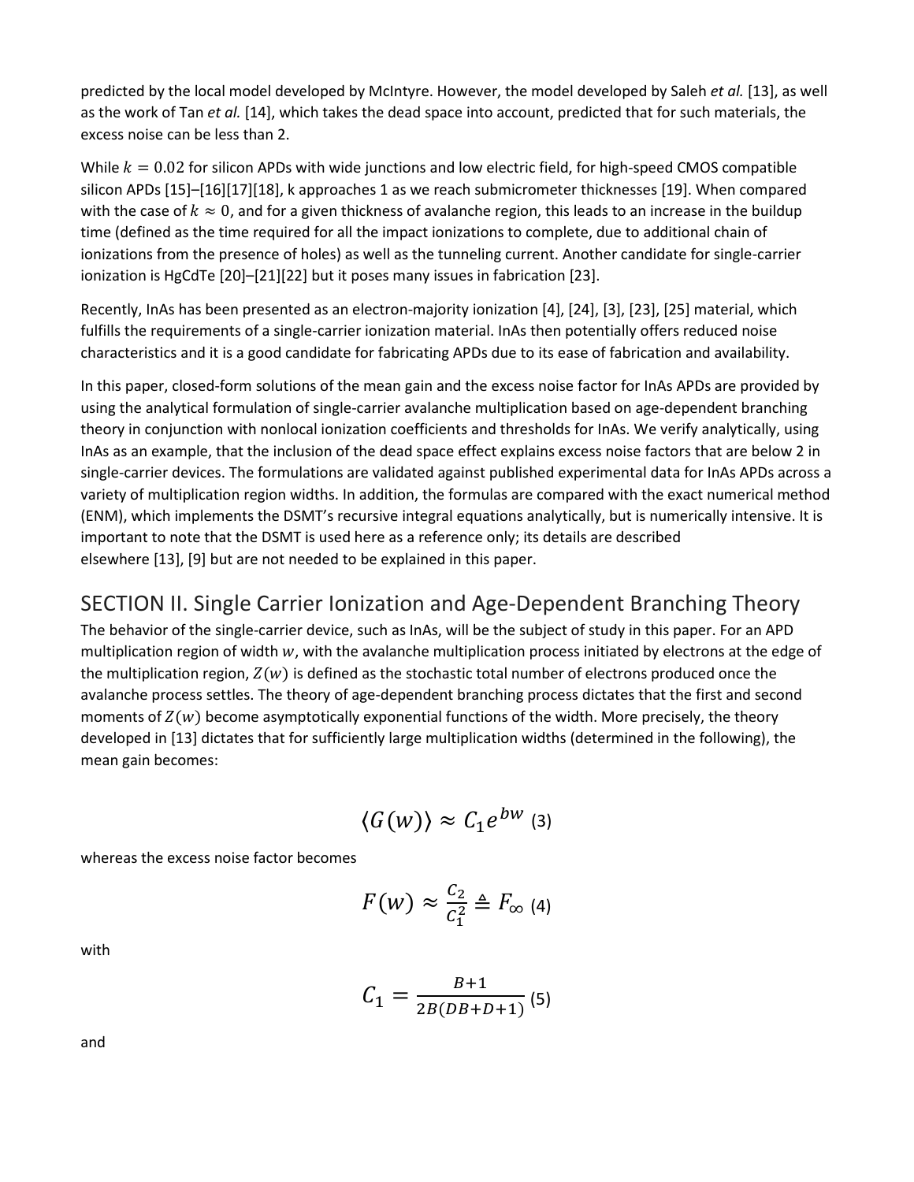predicted by the local model developed by McIntyre. However, the model developed by Saleh *et al.* [13], as well as the work of Tan *et al.* [14], which takes the dead space into account, predicted that for such materials, the excess noise can be less than 2.

While $k = 0.02$ for silicon APDs with wide junctions and low electric field, for high-speed CMOS compatible silicon APDs [15]–[16][17][18], k approaches 1 as we reach submicrometer thicknesses [19]. When compared with the case of $k \approx 0$, and for a given thickness of avalanche region, this leads to an increase in the buildup time (defined as the time required for all the impact ionizations to complete, due to additional chain of ionizations from the presence of holes) as well as the tunneling current. Another candidate for single-carrier ionization is HgCdTe [20]–[21][22] but it poses many issues in fabrication [23].

Recently, InAs has been presented as an electron-majority ionization [4], [24], [3], [23], [25] material, which fulfills the requirements of a single-carrier ionization material. InAs then potentially offers reduced noise characteristics and it is a good candidate for fabricating APDs due to its ease of fabrication and availability.

In this paper, closed-form solutions of the mean gain and the excess noise factor for InAs APDs are provided by using the analytical formulation of single-carrier avalanche multiplication based on age-dependent branching theory in conjunction with nonlocal ionization coefficients and thresholds for InAs. We verify analytically, using InAs as an example, that the inclusion of the dead space effect explains excess noise factors that are below 2 in single-carrier devices. The formulations are validated against published experimental data for InAs APDs across a variety of multiplication region widths. In addition, the formulas are compared with the exact numerical method (ENM), which implements the DSMT's recursive integral equations analytically, but is numerically intensive. It is important to note that the DSMT is used here as a reference only; its details are described elsewhere [13], [9] but are not needed to be explained in this paper.

## SECTION II. Single Carrier Ionization and Age-Dependent Branching Theory

The behavior of the single-carrier device, such as InAs, will be the subject of study in this paper. For an APD multiplication region of width $w$, with the avalanche multiplication process initiated by electrons at the edge of the multiplication region, $Z(w)$ is defined as the stochastic total number of electrons produced once the avalanche process settles. The theory of age-dependent branching process dictates that the first and second moments of $Z(w)$ become asymptotically exponential functions of the width. More precisely, the theory developed in [13] dictates that for sufficiently large multiplication widths (determined in the following), the mean gain becomes:

$$\langle G(w)\rangle \approx C_1 e^{bw} \quad (3)$$

whereas the excess noise factor becomes

$$F(w) \approx \frac{C_2}{C_1^2} \triangleq F_\infty \quad (4)$$

with

$$C_1 = \frac{B+1}{2B(DB+D+1)} \quad (5)$$

and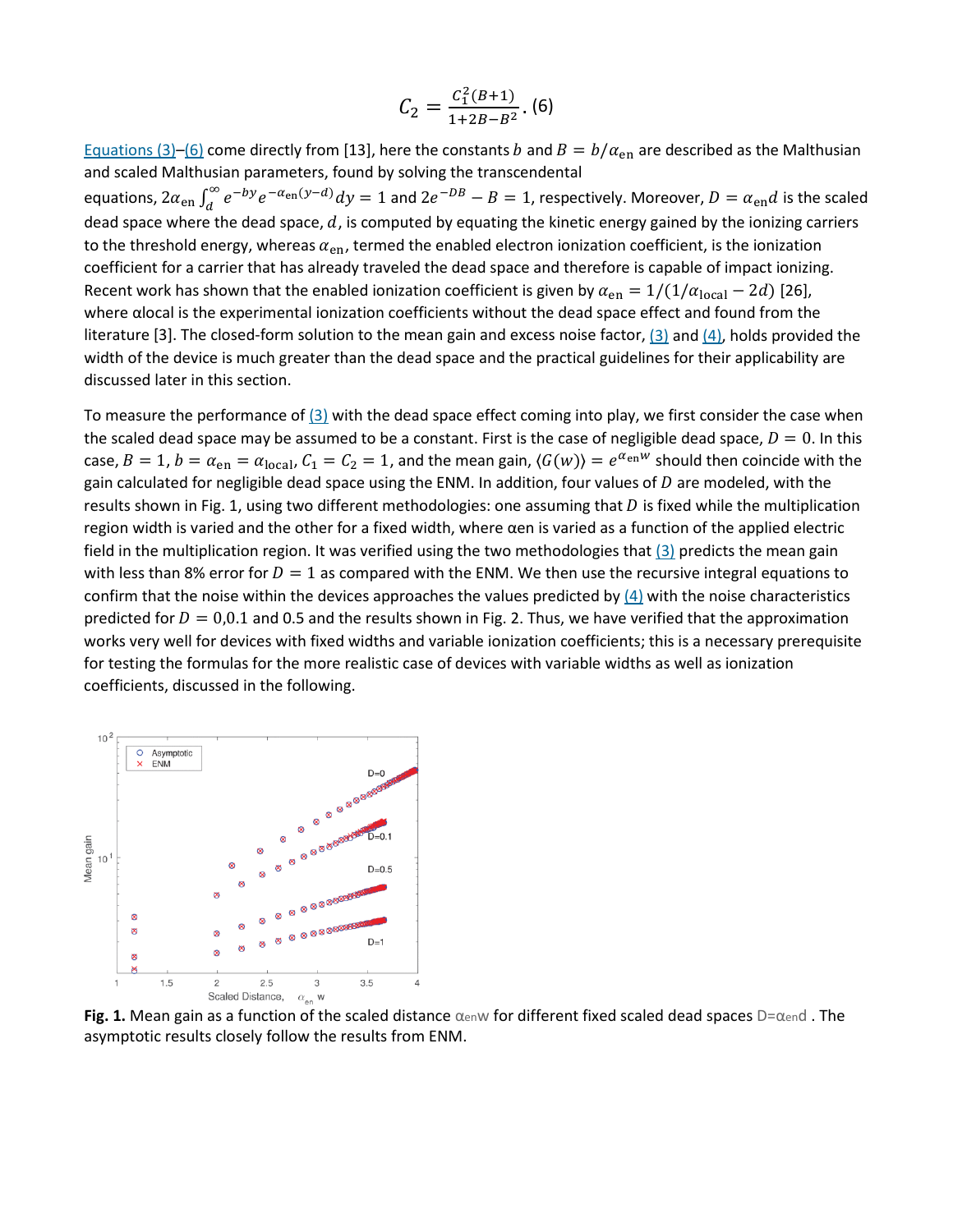$$C_2 = \frac{C_1^2(B+1)}{1+2B-B^2}. \text{ (6)}$$

Equations (3)–(6) come directly from [13], here the constants $b$ and $B = b/\alpha_{\text{en}}$ are described as the Malthusian and scaled Malthusian parameters, found by solving the transcendental equations, $2\alpha_{\text{en}} \int_d^{\infty} e^{-by} e^{-\alpha_{\text{en}}(y-d)} dy = 1$ and $2e^{-DB} - B = 1$, respectively. Moreover, $D = \alpha_{\text{en}} d$ is the scaled dead space where the dead space, $d$, is computed by equating the kinetic energy gained by the ionizing carriers to the threshold energy, whereas $\alpha_{\text{en}}$, termed the enabled electron ionization coefficient, is the ionization coefficient for a carrier that has already traveled the dead space and therefore is capable of impact ionizing. Recent work has shown that the enabled ionization coefficient is given by $\alpha_{\text{en}} = 1/(1/\alpha_{\text{local}} - 2d)$ [26], where $\alpha_{\text{local}}$ is the experimental ionization coefficients without the dead space effect and found from the literature [3]. The closed-form solution to the mean gain and excess noise factor, (3) and (4), holds provided the width of the device is much greater than the dead space and the practical guidelines for their applicability are discussed later in this section.

To measure the performance of (3) with the dead space effect coming into play, we first consider the case when the scaled dead space may be assumed to be a constant. First is the case of negligible dead space, $D = 0$. In this case, $B = 1$, $b = \alpha_{\text{en}} = \alpha_{\text{local}}$, $C_1 = C_2 = 1$, and the mean gain, $\langle G(w) \rangle = e^{\alpha_{\text{en}} w}$ should then coincide with the gain calculated for negligible dead space using the ENM. In addition, four values of $D$ are modeled, with the results shown in Fig. 1, using two different methodologies: one assuming that $D$ is fixed while the multiplication region width is varied and the other for a fixed width, where $\alpha_{\text{en}}$ is varied as a function of the applied electric field in the multiplication region. It was verified using the two methodologies that (3) predicts the mean gain with less than 8% error for $D = 1$ as compared with the ENM. We then use the recursive integral equations to confirm that the noise within the devices approaches the values predicted by (4) with the noise characteristics predicted for $D = 0, 0.1$ and 0.5 and the results shown in Fig. 2. Thus, we have verified that the approximation works very well for devices with fixed widths and variable ionization coefficients; this is a necessary prerequisite for testing the formulas for the more realistic case of devices with variable widths as well as ionization coefficients, discussed in the following.

**Fig. 1.** Mean gain as a function of the scaled distance $\alpha_{\text{en}} w$ for different fixed scaled dead spaces $D = \alpha_{\text{en}} d$. The asymptotic results closely follow the results from ENM.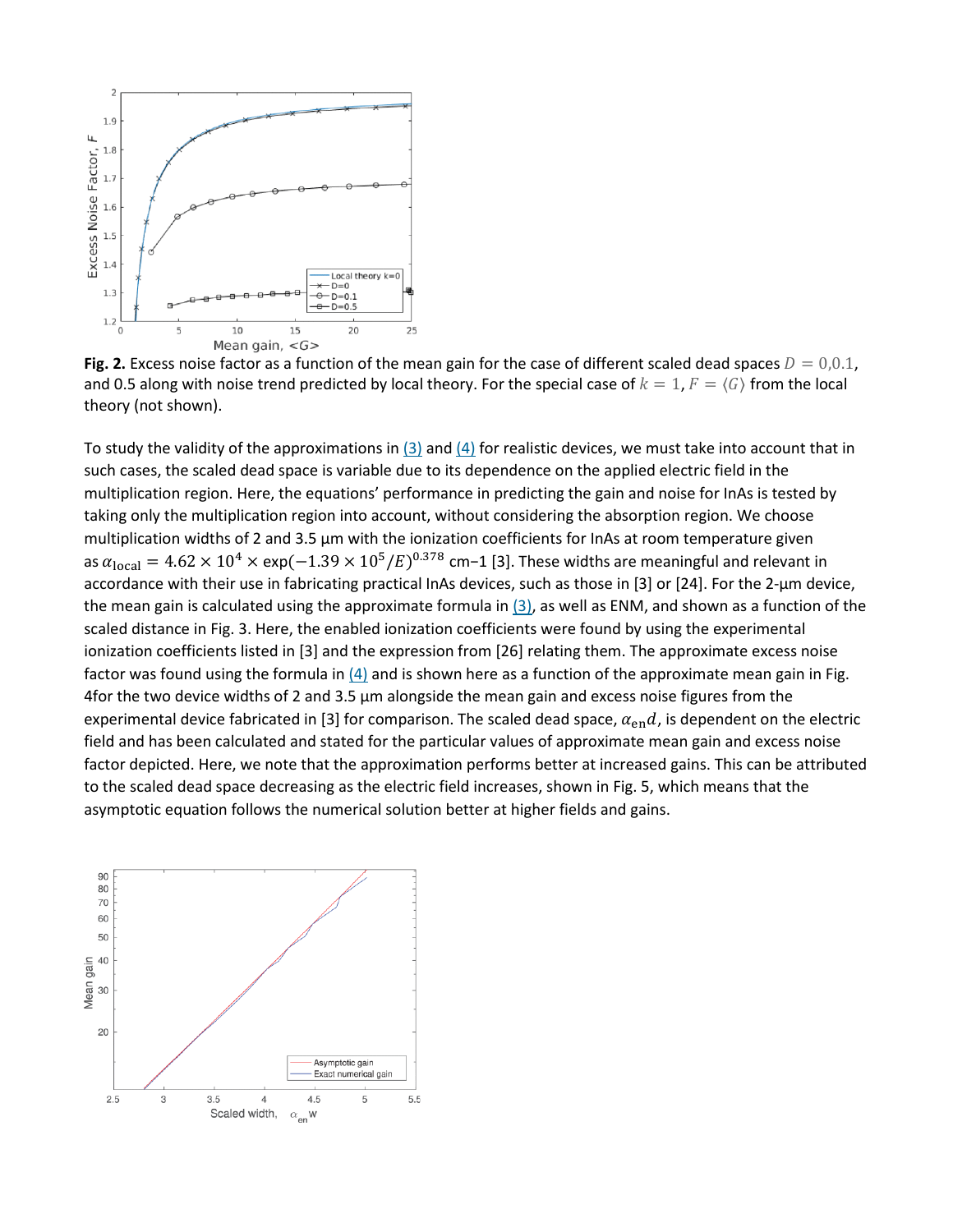**Fig. 2.** Excess noise factor as a function of the mean gain for the case of different scaled dead spaces $D = 0, 0.1$, and 0.5 along with noise trend predicted by local theory. For the special case of $k = 1$, $F = \langle G \rangle$ from the local theory (not shown).

To study the validity of the approximations in (3) and (4) for realistic devices, we must take into account that in such cases, the scaled dead space is variable due to its dependence on the applied electric field in the multiplication region. Here, the equations' performance in predicting the gain and noise for InAs is tested by taking only the multiplication region into account, without considering the absorption region. We choose multiplication widths of 2 and 3.5 µm with the ionization coefficients for InAs at room temperature given as $\alpha_{\text{local}} = 4.62 \times 10^4 \times \exp(-1.39 \times 10^5/E)^{0.378}$ cm−1 [3]. These widths are meaningful and relevant in accordance with their use in fabricating practical InAs devices, such as those in [3] or [24]. For the 2-µm device, the mean gain is calculated using the approximate formula in (3), as well as ENM, and shown as a function of the scaled distance in Fig. 3. Here, the enabled ionization coefficients were found by using the experimental ionization coefficients listed in [3] and the expression from [26] relating them. The approximate excess noise factor was found using the formula in (4) and is shown here as a function of the approximate mean gain in Fig. 4for the two device widths of 2 and 3.5 µm alongside the mean gain and excess noise figures from the experimental device fabricated in [3] for comparison. The scaled dead space, $\alpha_{\text{en}}d$, is dependent on the electric field and has been calculated and stated for the particular values of approximate mean gain and excess noise factor depicted. Here, we note that the approximation performs better at increased gains. This can be attributed to the scaled dead space decreasing as the electric field increases, shown in Fig. 5, which means that the asymptotic equation follows the numerical solution better at higher fields and gains.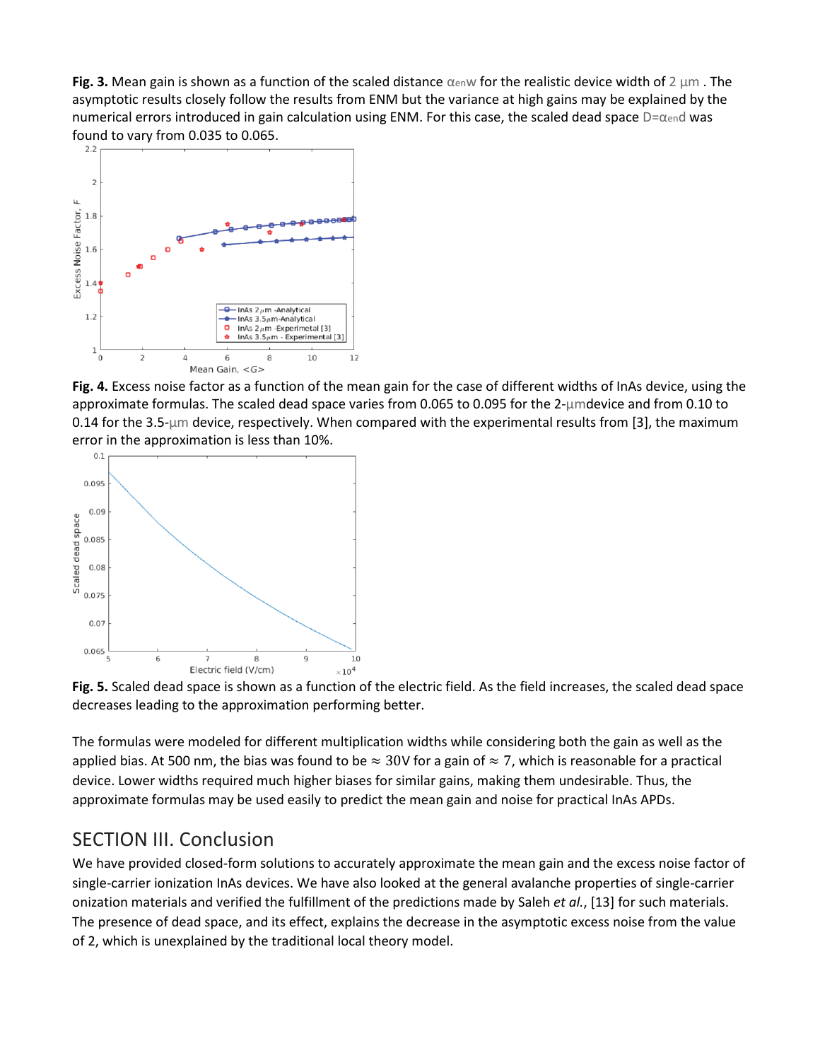**Fig. 3.** Mean gain is shown as a function of the scaled distance $\alpha_{en}w$ for the realistic device width of $2\ \mu m$ . The asymptotic results closely follow the results from ENM but the variance at high gains may be explained by the numerical errors introduced in gain calculation using ENM. For this case, the scaled dead space $D=\alpha_{en}d$ was found to vary from 0.035 to 0.065.

**Fig. 4.** Excess noise factor as a function of the mean gain for the case of different widths of InAs device, using the approximate formulas. The scaled dead space varies from 0.065 to 0.095 for the 2-$\mu$mdevice and from 0.10 to 0.14 for the 3.5-$\mu$m device, respectively. When compared with the experimental results from [3], the maximum error in the approximation is less than 10%.

**Fig. 5.** Scaled dead space is shown as a function of the electric field. As the field increases, the scaled dead space decreases leading to the approximation performing better.

The formulas were modeled for different multiplication widths while considering both the gain as well as the applied bias. At 500 nm, the bias was found to be $\approx$ 30V for a gain of $\approx$ 7, which is reasonable for a practical device. Lower widths required much higher biases for similar gains, making them undesirable. Thus, the approximate formulas may be used easily to predict the mean gain and noise for practical InAs APDs.

## SECTION III. Conclusion

We have provided closed-form solutions to accurately approximate the mean gain and the excess noise factor of single-carrier ionization InAs devices. We have also looked at the general avalanche properties of single-carrier onization materials and verified the fulfillment of the predictions made by Saleh *et al.*, [13] for such materials. The presence of dead space, and its effect, explains the decrease in the asymptotic excess noise from the value of 2, which is unexplained by the traditional local theory model.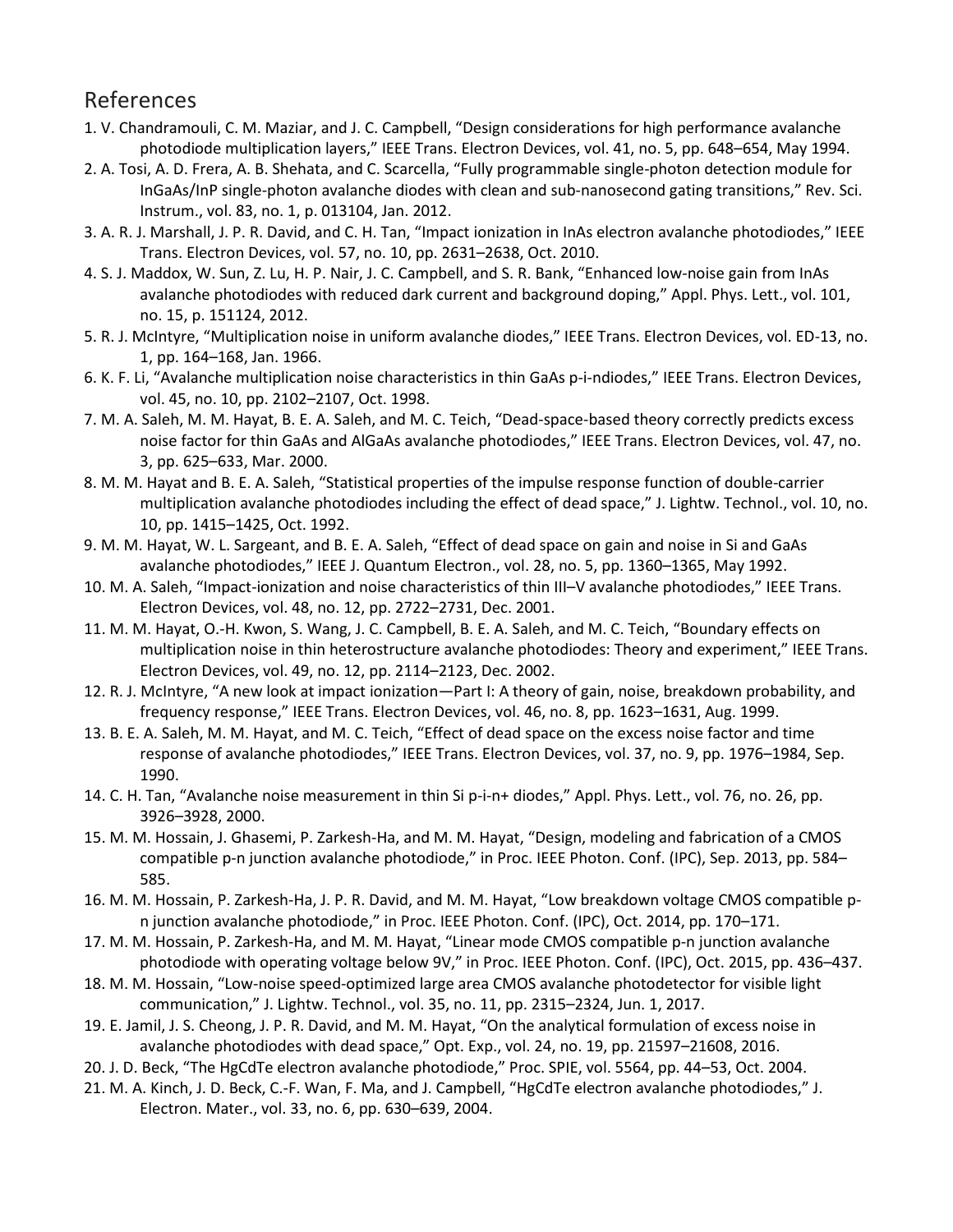## References

1. V. Chandramouli, C. M. Maziar, and J. C. Campbell, “Design considerations for high performance avalanche photodiode multiplication layers,” IEEE Trans. Electron Devices, vol. 41, no. 5, pp. 648–654, May 1994.
2. A. Tosi, A. D. Frera, A. B. Shehata, and C. Scarcella, “Fully programmable single-photon detection module for InGaAs/InP single-photon avalanche diodes with clean and sub-nanosecond gating transitions,” Rev. Sci. Instrum., vol. 83, no. 1, p. 013104, Jan. 2012.
3. A. R. J. Marshall, J. P. R. David, and C. H. Tan, “Impact ionization in InAs electron avalanche photodiodes,” IEEE Trans. Electron Devices, vol. 57, no. 10, pp. 2631–2638, Oct. 2010.
4. S. J. Maddox, W. Sun, Z. Lu, H. P. Nair, J. C. Campbell, and S. R. Bank, “Enhanced low-noise gain from InAs avalanche photodiodes with reduced dark current and background doping,” Appl. Phys. Lett., vol. 101, no. 15, p. 151124, 2012.
5. R. J. McIntyre, “Multiplication noise in uniform avalanche diodes,” IEEE Trans. Electron Devices, vol. ED-13, no. 1, pp. 164–168, Jan. 1966.
6. K. F. Li, “Avalanche multiplication noise characteristics in thin GaAs p-i-ndiodes,” IEEE Trans. Electron Devices, vol. 45, no. 10, pp. 2102–2107, Oct. 1998.
7. M. A. Saleh, M. M. Hayat, B. E. A. Saleh, and M. C. Teich, “Dead-space-based theory correctly predicts excess noise factor for thin GaAs and AlGaAs avalanche photodiodes,” IEEE Trans. Electron Devices, vol. 47, no. 3, pp. 625–633, Mar. 2000.
8. M. M. Hayat and B. E. A. Saleh, “Statistical properties of the impulse response function of double-carrier multiplication avalanche photodiodes including the effect of dead space,” J. Lightw. Technol., vol. 10, no. 10, pp. 1415–1425, Oct. 1992.
9. M. M. Hayat, W. L. Sargeant, and B. E. A. Saleh, “Effect of dead space on gain and noise in Si and GaAs avalanche photodiodes,” IEEE J. Quantum Electron., vol. 28, no. 5, pp. 1360–1365, May 1992.
10. M. A. Saleh, “Impact-ionization and noise characteristics of thin III–V avalanche photodiodes,” IEEE Trans. Electron Devices, vol. 48, no. 12, pp. 2722–2731, Dec. 2001.
11. M. M. Hayat, O.-H. Kwon, S. Wang, J. C. Campbell, B. E. A. Saleh, and M. C. Teich, “Boundary effects on multiplication noise in thin heterostructure avalanche photodiodes: Theory and experiment,” IEEE Trans. Electron Devices, vol. 49, no. 12, pp. 2114–2123, Dec. 2002.
12. R. J. McIntyre, “A new look at impact ionization—Part I: A theory of gain, noise, breakdown probability, and frequency response,” IEEE Trans. Electron Devices, vol. 46, no. 8, pp. 1623–1631, Aug. 1999.
13. B. E. A. Saleh, M. M. Hayat, and M. C. Teich, “Effect of dead space on the excess noise factor and time response of avalanche photodiodes,” IEEE Trans. Electron Devices, vol. 37, no. 9, pp. 1976–1984, Sep. 1990.
14. C. H. Tan, “Avalanche noise measurement in thin Si p-i-n+ diodes,” Appl. Phys. Lett., vol. 76, no. 26, pp. 3926–3928, 2000.
15. M. M. Hossain, J. Ghasemi, P. Zarkesh-Ha, and M. M. Hayat, “Design, modeling and fabrication of a CMOS compatible p-n junction avalanche photodiode,” in Proc. IEEE Photon. Conf. (IPC), Sep. 2013, pp. 584–585.
16. M. M. Hossain, P. Zarkesh-Ha, J. P. R. David, and M. M. Hayat, “Low breakdown voltage CMOS compatible p-n junction avalanche photodiode,” in Proc. IEEE Photon. Conf. (IPC), Oct. 2014, pp. 170–171.
17. M. M. Hossain, P. Zarkesh-Ha, and M. M. Hayat, “Linear mode CMOS compatible p-n junction avalanche photodiode with operating voltage below 9V,” in Proc. IEEE Photon. Conf. (IPC), Oct. 2015, pp. 436–437.
18. M. M. Hossain, “Low-noise speed-optimized large area CMOS avalanche photodetector for visible light communication,” J. Lightw. Technol., vol. 35, no. 11, pp. 2315–2324, Jun. 1, 2017.
19. E. Jamil, J. S. Cheong, J. P. R. David, and M. M. Hayat, “On the analytical formulation of excess noise in avalanche photodiodes with dead space,” Opt. Exp., vol. 24, no. 19, pp. 21597–21608, 2016.
20. J. D. Beck, “The HgCdTe electron avalanche photodiode,” Proc. SPIE, vol. 5564, pp. 44–53, Oct. 2004.
21. M. A. Kinch, J. D. Beck, C.-F. Wan, F. Ma, and J. Campbell, “HgCdTe electron avalanche photodiodes,” J. Electron. Mater., vol. 33, no. 6, pp. 630–639, 2004.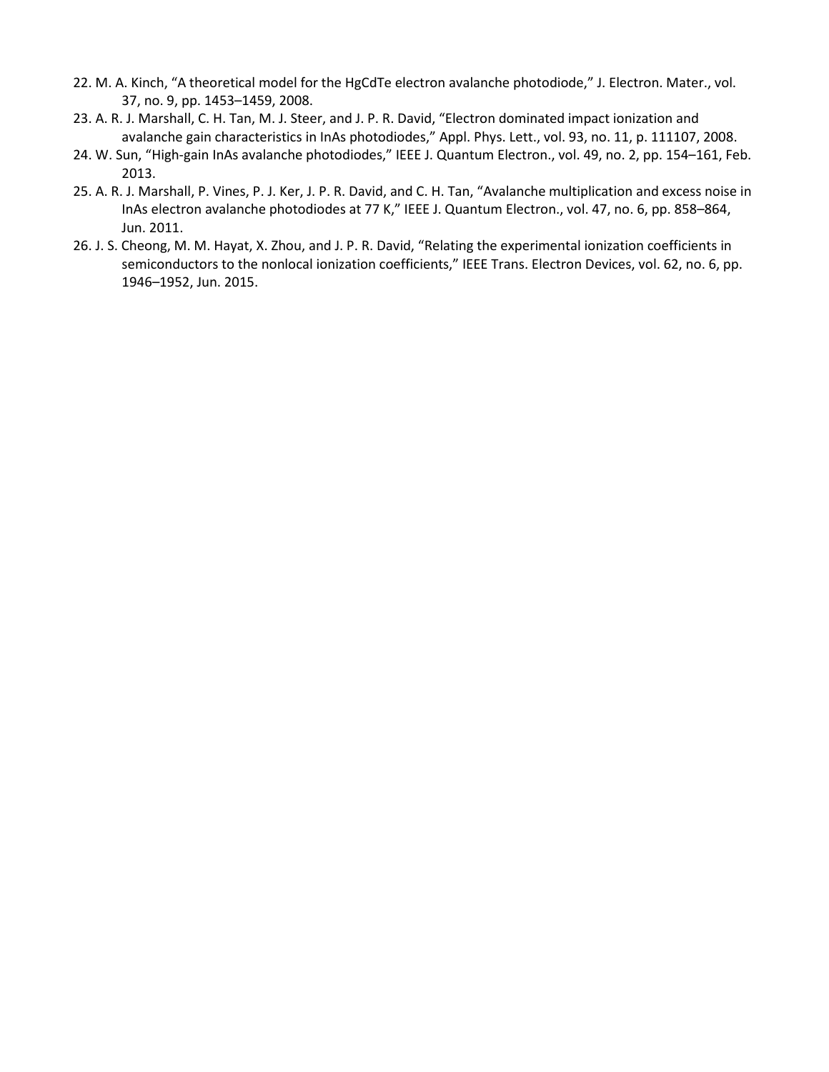22. M. A. Kinch, "A theoretical model for the HgCdTe electron avalanche photodiode," J. Electron. Mater., vol. 37, no. 9, pp. 1453–1459, 2008.
23. A. R. J. Marshall, C. H. Tan, M. J. Steer, and J. P. R. David, "Electron dominated impact ionization and avalanche gain characteristics in InAs photodiodes," Appl. Phys. Lett., vol. 93, no. 11, p. 111107, 2008.
24. W. Sun, "High-gain InAs avalanche photodiodes," IEEE J. Quantum Electron., vol. 49, no. 2, pp. 154–161, Feb. 2013.
25. A. R. J. Marshall, P. Vines, P. J. Ker, J. P. R. David, and C. H. Tan, "Avalanche multiplication and excess noise in InAs electron avalanche photodiodes at 77 K," IEEE J. Quantum Electron., vol. 47, no. 6, pp. 858–864, Jun. 2011.
26. J. S. Cheong, M. M. Hayat, X. Zhou, and J. P. R. David, "Relating the experimental ionization coefficients in semiconductors to the nonlocal ionization coefficients," IEEE Trans. Electron Devices, vol. 62, no. 6, pp. 1946–1952, Jun. 2015.